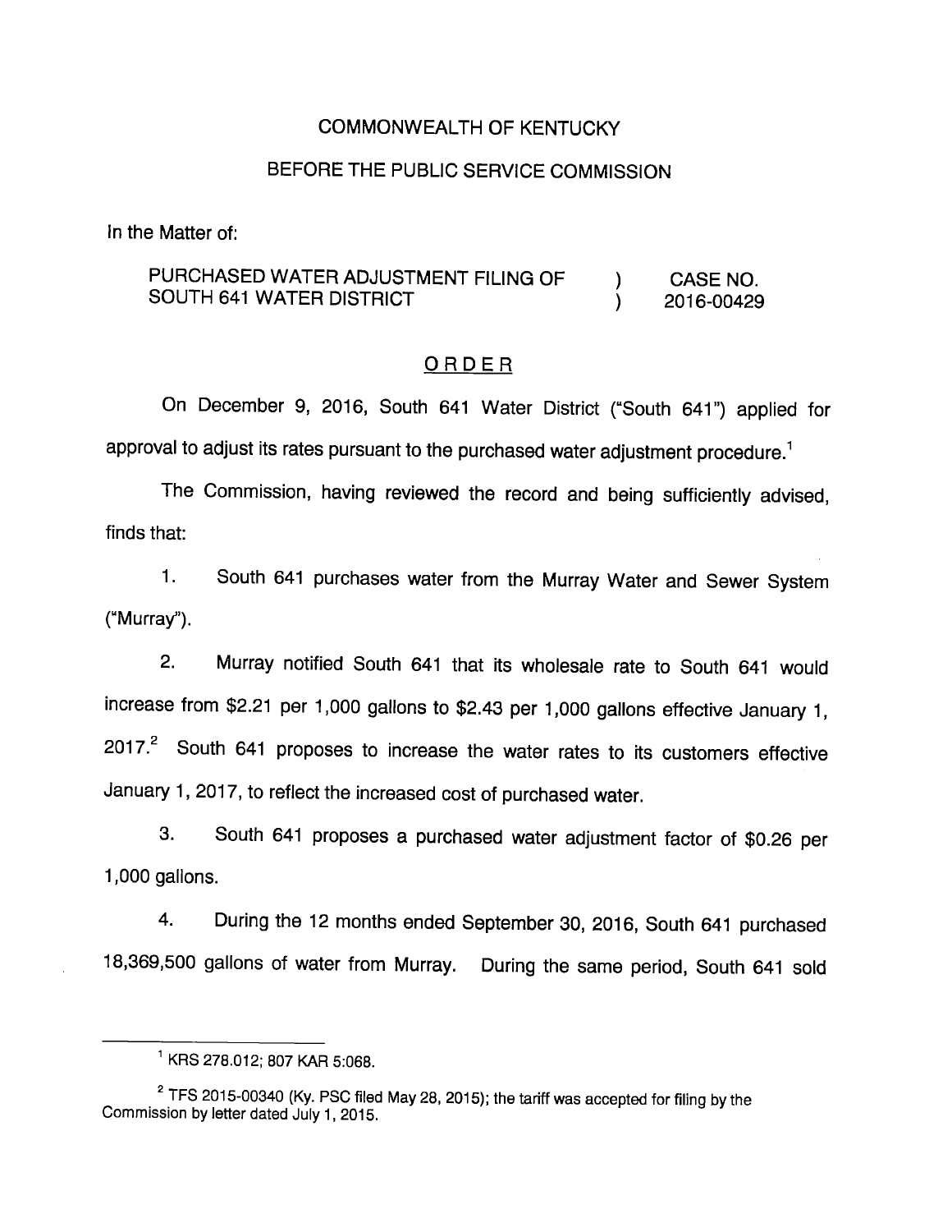COMMONWEALTH OF KENTUCKY

BEFORE THE PUBLIC SERVICE COMMISSION

In the Matter of:

| | | |
|---|---|---|
| PURCHASED WATER ADJUSTMENT FILING OF SOUTH 641 WATER DISTRICT | ) ) | CASE NO. 2016-00429 |

## ORDER

On December 9, 2016, South 641 Water District ("South 641") applied for approval to adjust its rates pursuant to the purchased water adjustment procedure.[1]

The Commission, having reviewed the record and being sufficiently advised, finds that:

1. South 641 purchases water from the Murray Water and Sewer System ("Murray").

2. Murray notified South 641 that its wholesale rate to South 641 would increase from $2.21 per 1,000 gallons to $2.43 per 1,000 gallons effective January 1, 2017.[2] South 641 proposes to increase the water rates to its customers effective January 1, 2017, to reflect the increased cost of purchased water.

3. South 641 proposes a purchased water adjustment factor of $0.26 per 1,000 gallons.

4. During the 12 months ended September 30, 2016, South 641 purchased 18,369,500 gallons of water from Murray. During the same period, South 641 sold

---

[1] KRS 278.012; 807 KAR 5:068.

[2] TFS 2015-00340 (Ky. PSC filed May 28, 2015); the tariff was accepted for filing by the Commission by letter dated July 1, 2015.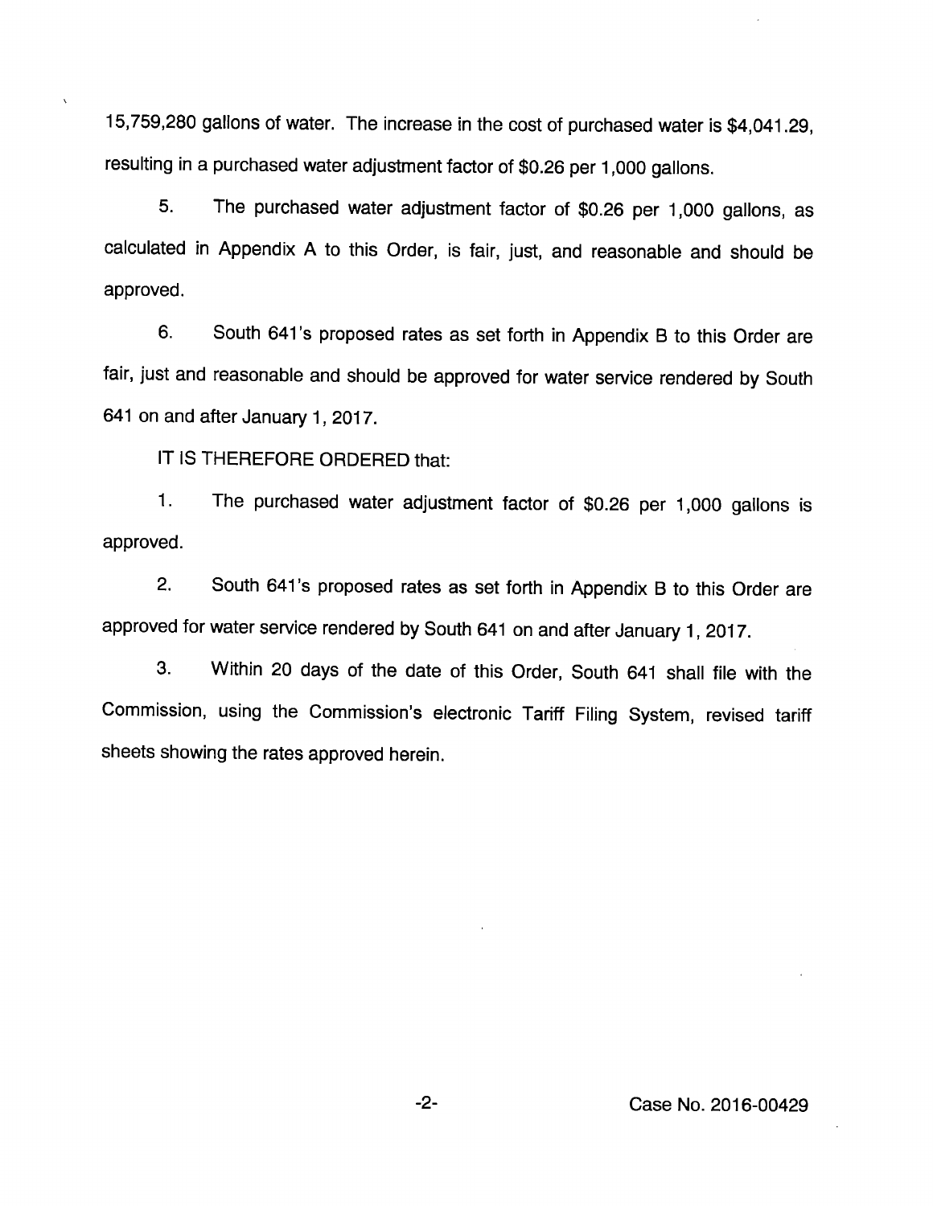15,759,280 gallons of water. The increase in the cost of purchased water is $4,041.29, resulting in a purchased water adjustment factor of $0.26 per 1,000 gallons.

5. The purchased water adjustment factor of $0.26 per 1,000 gallons, as calculated in Appendix A to this Order, is fair, just, and reasonable and should be approved.

6. South 641's proposed rates as set forth in Appendix B to this Order are fair, just and reasonable and should be approved for water service rendered by South 641 on and after January 1, 2017.

IT IS THEREFORE ORDERED that:

1. The purchased water adjustment factor of $0.26 per 1,000 gallons is approved.

2. South 641's proposed rates as set forth in Appendix B to this Order are approved for water service rendered by South 641 on and after January 1, 2017.

3. Within 20 days of the date of this Order, South 641 shall file with the Commission, using the Commission's electronic Tariff Filing System, revised tariff sheets showing the rates approved herein.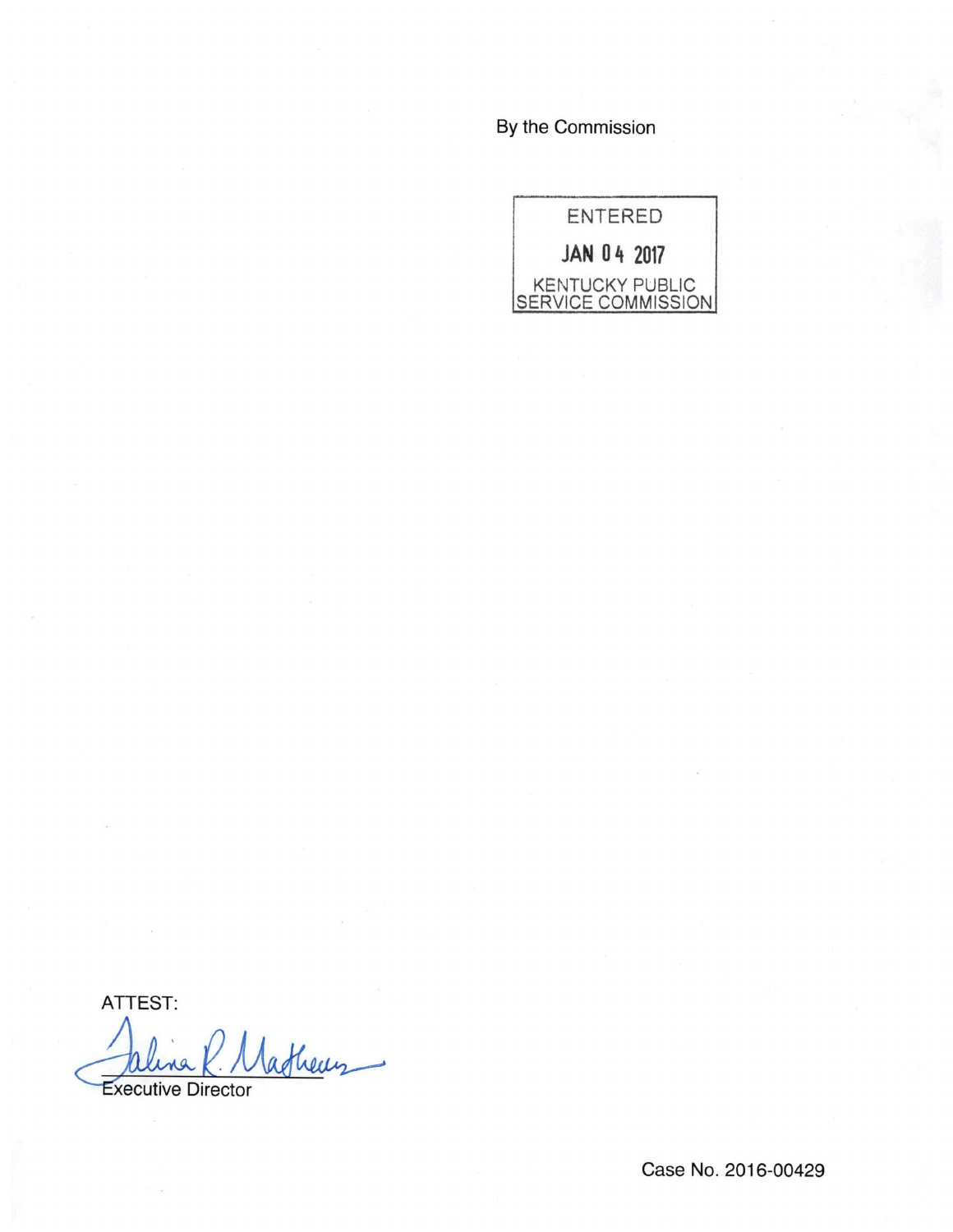By the Commission

ENTERED

JAN 04 2017

KENTUCKY PUBLIC SERVICE COMMISSION

ATTEST:

Executive Director

Case No. 2016-00429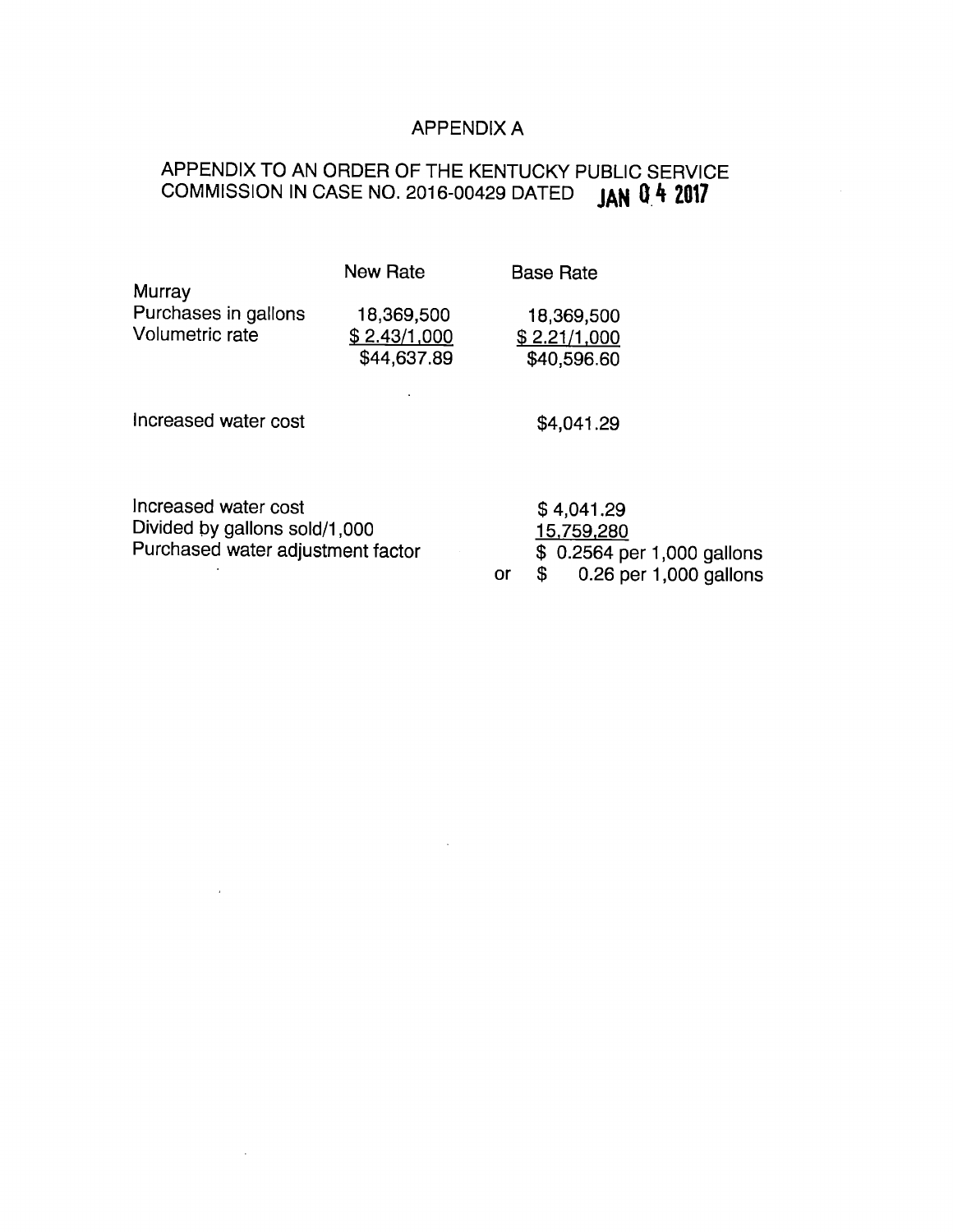# APPENDIX A

## APPENDIX TO AN ORDER OF THE KENTUCKY PUBLIC SERVICE COMMISSION IN CASE NO. 2016-00429 DATED JAN 04 2017

| | New Rate | Base Rate |
|---|---|---|
| Murray | | |
| Purchases in gallons | 18,369,500 | 18,369,500 |
| Volumetric rate | $ 2.43/1,000 | $ 2.21/1,000 |
| | $44,637.89 | $40,596.60 |
| | | |
| Increased water cost | | $4,041.29 |

| | |
|---|---|
| Increased water cost | $ 4,041.29 |
| Divided by gallons sold/1,000 | 15,759,280 |
| Purchased water adjustment factor | $ 0.2564 per 1,000 gallons |
| | or $ 0.26 per 1,000 gallons |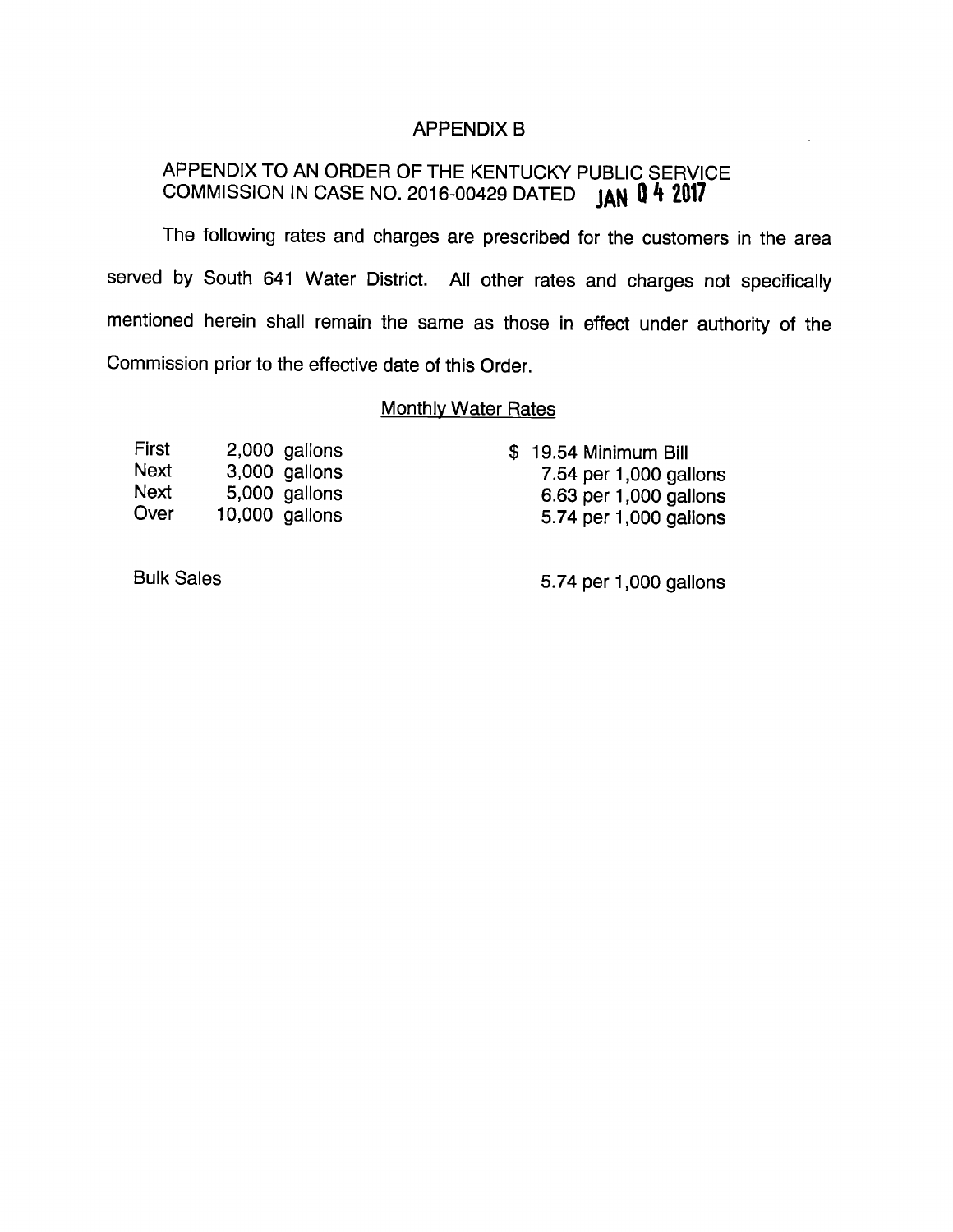# APPENDIX B

## APPENDIX TO AN ORDER OF THE KENTUCKY PUBLIC SERVICE COMMISSION IN CASE NO. 2016-00429 DATED JAN 04 2017

The following rates and charges are prescribed for the customers in the area served by South 641 Water District. All other rates and charges not specifically mentioned herein shall remain the same as those in effect under authority of the Commission prior to the effective date of this Order.

### Monthly Water Rates

| | | |
|---|---|---|
| First | 2,000 gallons | $ 19.54 Minimum Bill |
| Next | 3,000 gallons | 7.54 per 1,000 gallons |
| Next | 5,000 gallons | 6.63 per 1,000 gallons |
| Over | 10,000 gallons | 5.74 per 1,000 gallons |

| | |
|---|---|
| Bulk Sales | 5.74 per 1,000 gallons |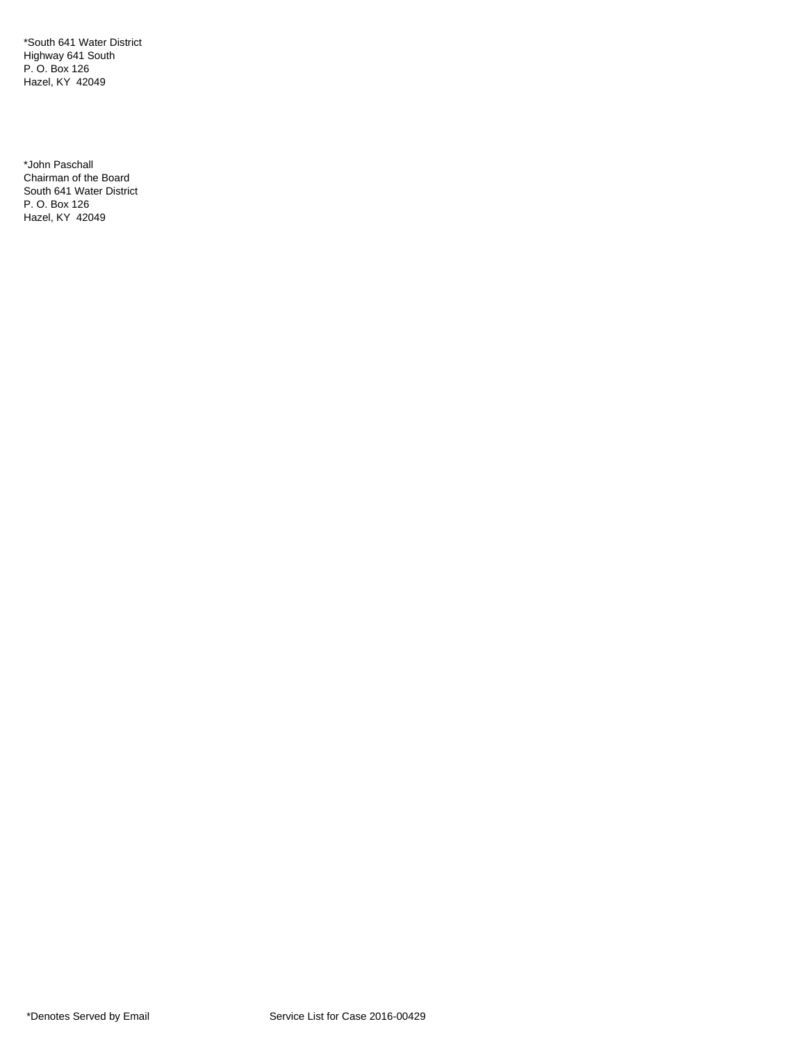*South 641 Water District
Highway 641 South
P. O. Box 126
Hazel, KY 42049

*John Paschall
Chairman of the Board
South 641 Water District
P. O. Box 126
Hazel, KY 42049

*Denotes Served by Email

Service List for Case 2016-00429